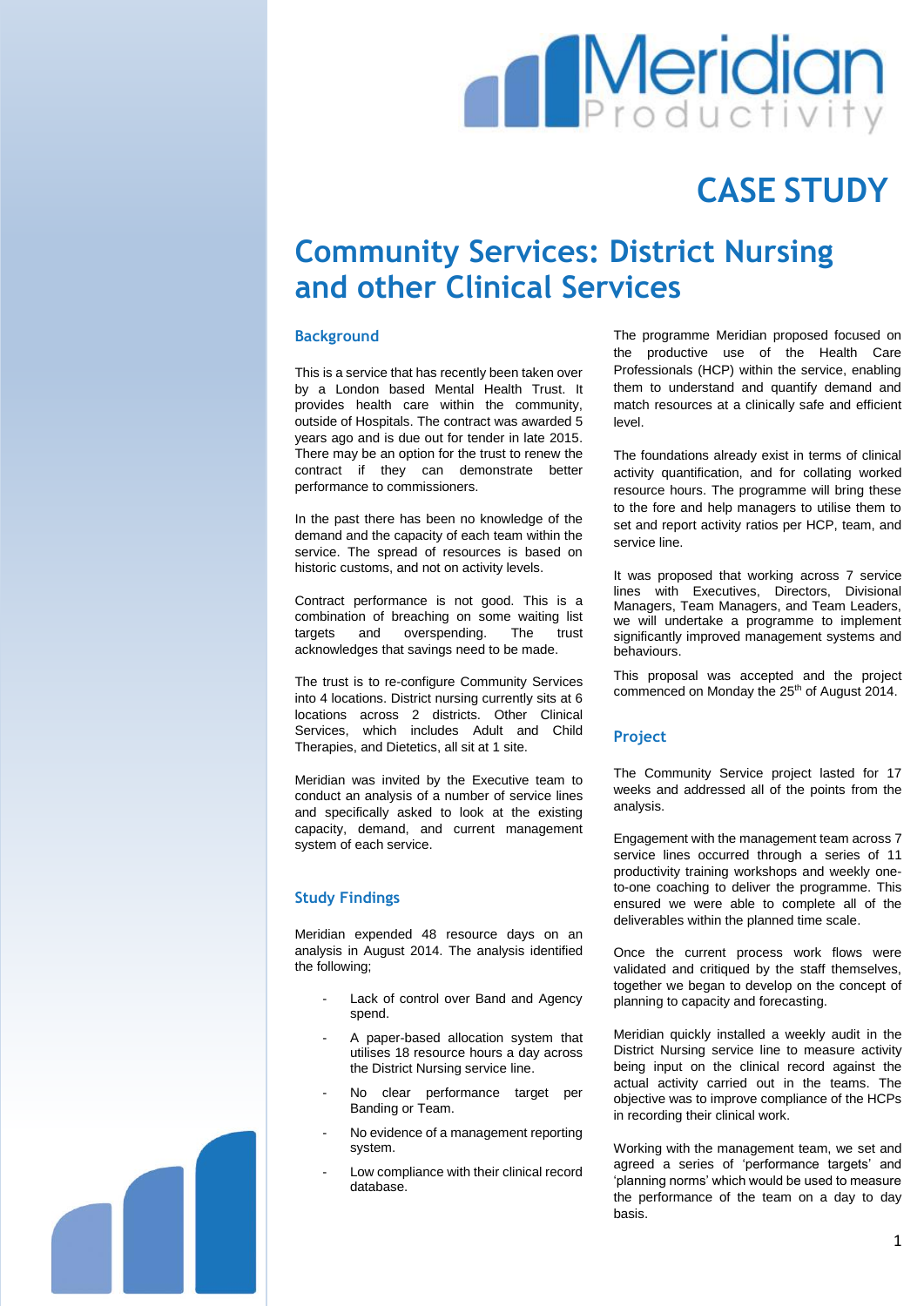# CASE STUDY

# Community Services: District Nursing and other Clinical Services

## Background

This is a service that has recently been taken over by a London based Mental Health Trust. It provides health care within the community, outside of Hospitals. The contract was awarded 5 years ago and is due out for tender in late 2015. There may be an option for the trust to renew the contract if they can demonstrate better performance to commissioners.

In the past there has been no knowledge of the demand and the capacity of each team within the service. The spread of resources is based on historic customs, and not on activity levels.

Contract performance is not good. This is a combination of breaching on some waiting list targets and overspending. The trust acknowledges that savings need to be made.

The trust is to re-configure Community Services into 4 locations. District nursing currently sits at 6 locations across 2 districts. Other Clinical Services, which includes Adult and Child Therapies, and Dietetics, all sit at 1 site.

Meridian was invited by the Executive team to conduct an analysis of a number of service lines and specifically asked to look at the existing capacity, demand, and current management system of each service.

## Study Findings

Meridian expended 48 resource days on an analysis in August 2014. The analysis identified the following;

- Lack of control over Band and Agency spend.
- A paper-based allocation system that utilises 18 resource hours a day across the District Nursing service line.
- No clear performance target per Banding or Team.
- No evidence of a management reporting system.
- Low compliance with their clinical record database.

The programme Meridian proposed focused on the productive use of the Health Care Professionals (HCP) within the service, enabling them to understand and quantify demand and match resources at a clinically safe and efficient level.

The foundations already exist in terms of clinical activity quantification, and for collating worked resource hours. The programme will bring these to the fore and help managers to utilise them to set and report activity ratios per HCP, team, and service line.

It was proposed that working across 7 service lines with Executives, Directors, Divisional Managers, Team Managers, and Team Leaders, we will undertake a programme to implement significantly improved management systems and behaviours.

This proposal was accepted and the project commenced on Monday the 25th of August 2014.

## Project

The Community Service project lasted for 17 weeks and addressed all of the points from the analysis.

Engagement with the management team across 7 service lines occurred through a series of 11 productivity training workshops and weekly one-to-one coaching to deliver the programme. This ensured we were able to complete all of the deliverables within the planned time scale.

Once the current process work flows were validated and critiqued by the staff themselves, together we began to develop on the concept of planning to capacity and forecasting.

Meridian quickly installed a weekly audit in the District Nursing service line to measure activity being input on the clinical record against the actual activity carried out in the teams. The objective was to improve compliance of the HCPs in recording their clinical work.

Working with the management team, we set and agreed a series of 'performance targets' and 'planning norms' which would be used to measure the performance of the team on a day to day basis.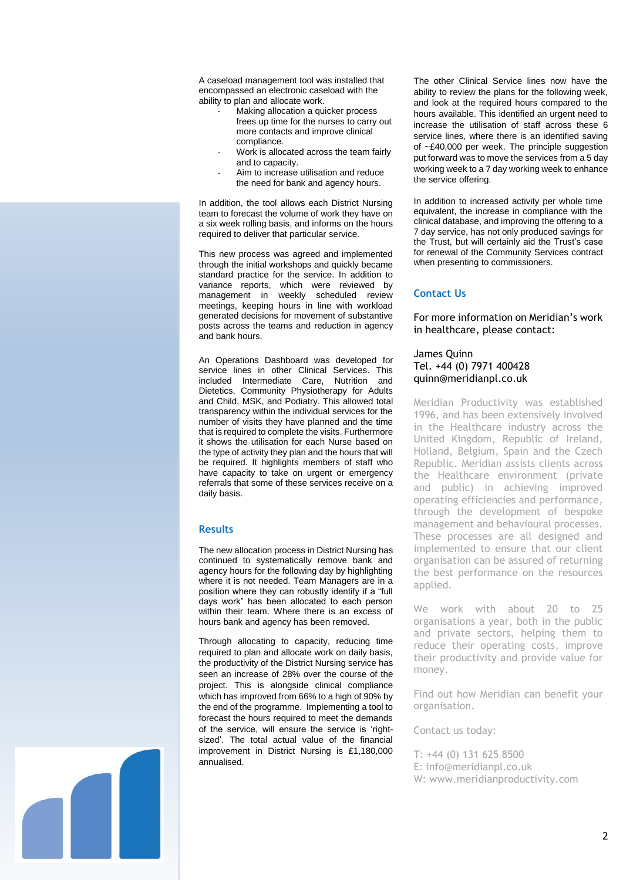A caseload management tool was installed that encompassed an electronic caseload with the ability to plan and allocate work.

- Making allocation a quicker process frees up time for the nurses to carry out more contacts and improve clinical compliance.
- Work is allocated across the team fairly and to capacity.
- Aim to increase utilisation and reduce the need for bank and agency hours.

In addition, the tool allows each District Nursing team to forecast the volume of work they have on a six week rolling basis, and informs on the hours required to deliver that particular service.

This new process was agreed and implemented through the initial workshops and quickly became standard practice for the service. In addition to variance reports, which were reviewed by management in weekly scheduled review meetings, keeping hours in line with workload generated decisions for movement of substantive posts across the teams and reduction in agency and bank hours.

An Operations Dashboard was developed for service lines in other Clinical Services. This included Intermediate Care, Nutrition and Dietetics, Community Physiotherapy for Adults and Child, MSK, and Podiatry. This allowed total transparency within the individual services for the number of visits they have planned and the time that is required to complete the visits. Furthermore it shows the utilisation for each Nurse based on the type of activity they plan and the hours that will be required. It highlights members of staff who have capacity to take on urgent or emergency referrals that some of these services receive on a daily basis.

## Results

The new allocation process in District Nursing has continued to systematically remove bank and agency hours for the following day by highlighting where it is not needed. Team Managers are in a position where they can robustly identify if a "full days work" has been allocated to each person within their team. Where there is an excess of hours bank and agency has been removed.

Through allocating to capacity, reducing time required to plan and allocate work on daily basis, the productivity of the District Nursing service has seen an increase of 28% over the course of the project. This is alongside clinical compliance which has improved from 66% to a high of 90% by the end of the programme. Implementing a tool to forecast the hours required to meet the demands of the service, will ensure the service is 'right-sized'. The total actual value of the financial improvement in District Nursing is £1,180,000 annualised.

The other Clinical Service lines now have the ability to review the plans for the following week, and look at the required hours compared to the hours available. This identified an urgent need to increase the utilisation of staff across these 6 service lines, where there is an identified saving of ~£40,000 per week. The principle suggestion put forward was to move the services from a 5 day working week to a 7 day working week to enhance the service offering.

In addition to increased activity per whole time equivalent, the increase in compliance with the clinical database, and improving the offering to a 7 day service, has not only produced savings for the Trust, but will certainly aid the Trust's case for renewal of the Community Services contract when presenting to commissioners.

## Contact Us

For more information on Meridian's work in healthcare, please contact:

James Quinn
Tel. +44 (0) 7971 400428
quinn@meridianpl.co.uk

Meridian Productivity was established 1996, and has been extensively involved in the Healthcare industry across the United Kingdom, Republic of Ireland, Holland, Belgium, Spain and the Czech Republic. Meridian assists clients across the Healthcare environment (private and public) in achieving improved operating efficiencies and performance, through the development of bespoke management and behavioural processes. These processes are all designed and implemented to ensure that our client organisation can be assured of returning the best performance on the resources applied.

We work with about 20 to 25 organisations a year, both in the public and private sectors, helping them to reduce their operating costs, improve their productivity and provide value for money.

Find out how Meridian can benefit your organisation.

Contact us today:

T: +44 (0) 131 625 8500
E: info@meridianpl.co.uk
W: www.meridianproductivity.com